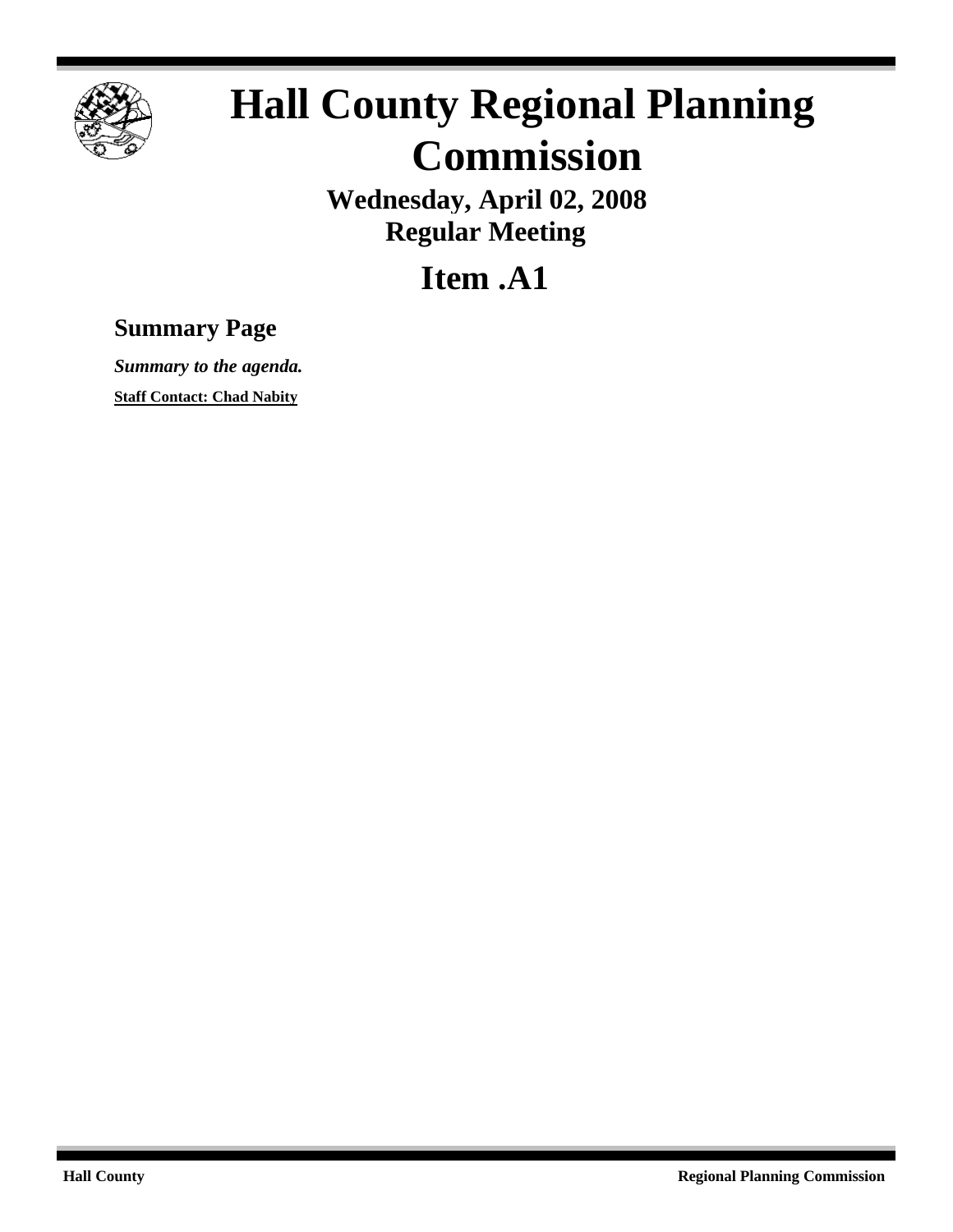# Hall County Regional Planning Commission

**Wednesday, April 02, 2008**
**Regular Meeting**

# Item .A1

## Summary Page

***Summary to the agenda.***

**Staff Contact: Chad Nabity**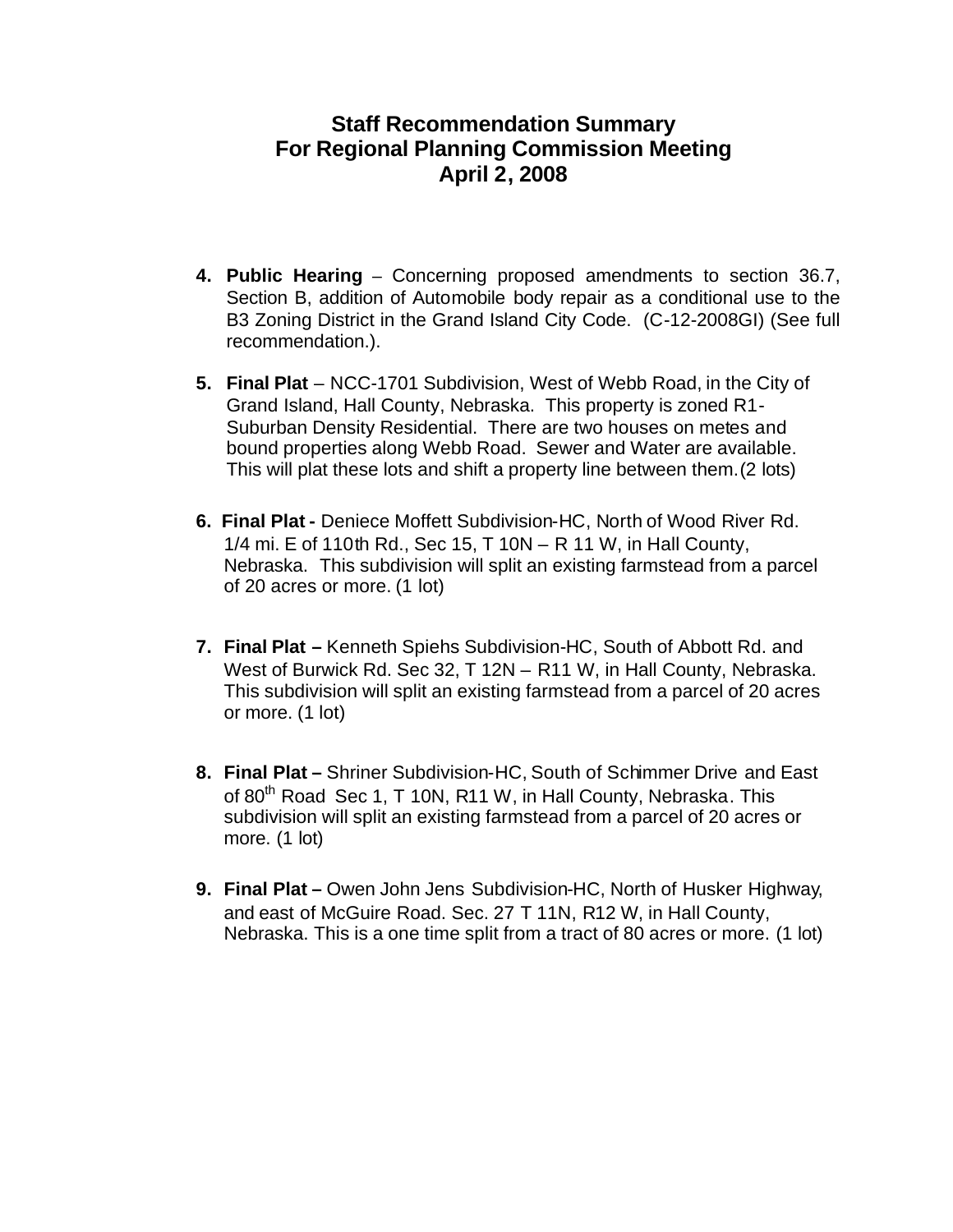## Staff Recommendation Summary
## For Regional Planning Commission Meeting
## April 2, 2008

4. **Public Hearing** – Concerning proposed amendments to section 36.7, Section B, addition of Automobile body repair as a conditional use to the B3 Zoning District in the Grand Island City Code. (C-12-2008GI) (See full recommendation.).

5. **Final Plat** – NCC-1701 Subdivision, West of Webb Road, in the City of Grand Island, Hall County, Nebraska. This property is zoned R1-Suburban Density Residential. There are two houses on metes and bound properties along Webb Road. Sewer and Water are available. This will plat these lots and shift a property line between them.(2 lots)

6. **Final Plat -** Deniece Moffett Subdivision-HC, North of Wood River Rd. 1/4 mi. E of 110th Rd., Sec 15, T 10N – R 11 W, in Hall County, Nebraska. This subdivision will split an existing farmstead from a parcel of 20 acres or more. (1 lot)

7. **Final Plat –** Kenneth Spiehs Subdivision-HC, South of Abbott Rd. and West of Burwick Rd. Sec 32, T 12N – R11 W, in Hall County, Nebraska. This subdivision will split an existing farmstead from a parcel of 20 acres or more. (1 lot)

8. **Final Plat –** Shriner Subdivision-HC, South of Schimmer Drive and East of 80th Road Sec 1, T 10N, R11 W, in Hall County, Nebraska. This subdivision will split an existing farmstead from a parcel of 20 acres or more. (1 lot)

9. **Final Plat –** Owen John Jens Subdivision-HC, North of Husker Highway, and east of McGuire Road. Sec. 27 T 11N, R12 W, in Hall County, Nebraska. This is a one time split from a tract of 80 acres or more. (1 lot)